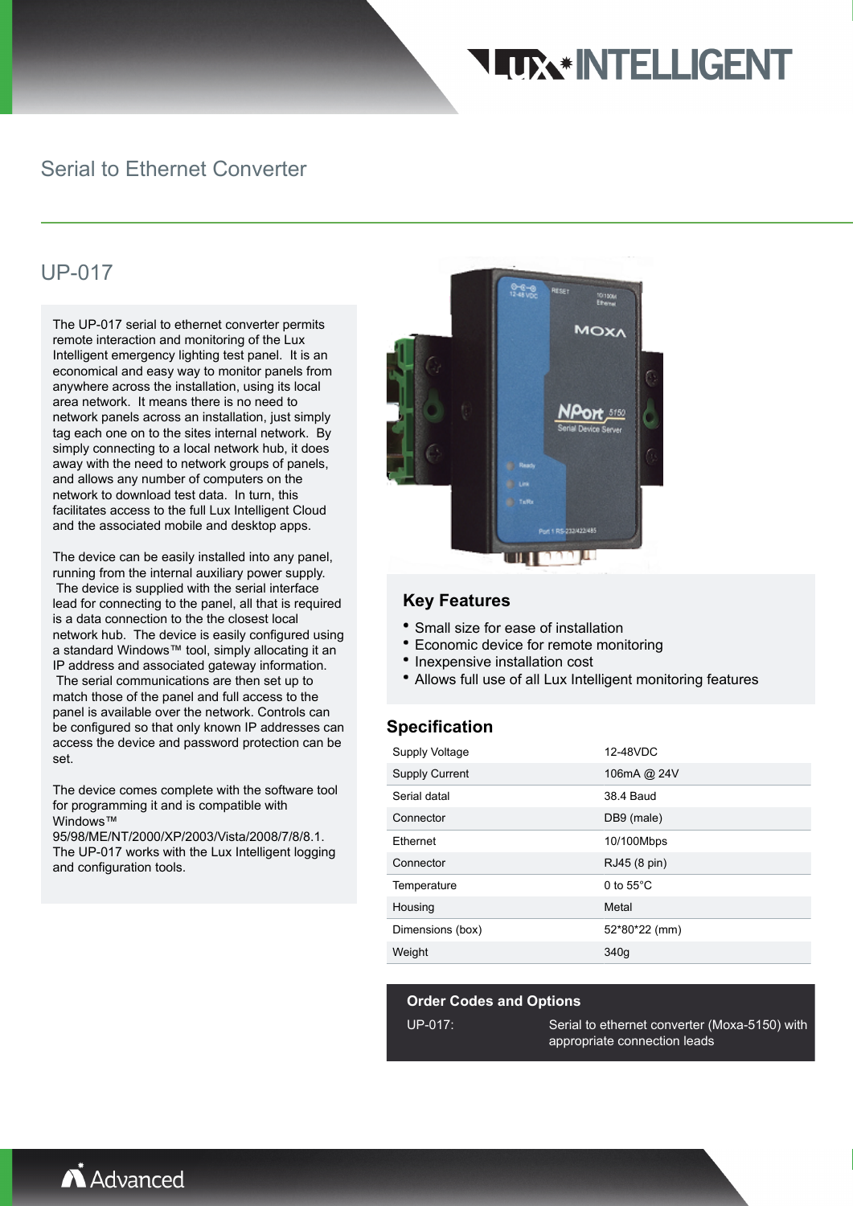# Serial to Ethernet Converter

## UP-017

The UP-017 serial to ethernet converter permits remote interaction and monitoring of the Lux Intelligent emergency lighting test panel. It is an economical and easy way to monitor panels from anywhere across the installation, using its local area network. It means there is no need to network panels across an installation, just simply tag each one on to the sites internal network. By simply connecting to a local network hub, it does away with the need to network groups of panels, and allows any number of computers on the network to download test data. In turn, this facilitates access to the full Lux Intelligent Cloud and the associated mobile and desktop apps.

The device can be easily installed into any panel, running from the internal auxiliary power supply. The device is supplied with the serial interface lead for connecting to the panel, all that is required is a data connection to the the closest local network hub. The device is easily configured using a standard Windows™ tool, simply allocating it an IP address and associated gateway information. The serial communications are then set up to match those of the panel and full access to the panel is available over the network. Controls can be configured so that only known IP addresses can access the device and password protection can be set.

The device comes complete with the software tool for programming it and is compatible with Windows™ 95/98/ME/NT/2000/XP/2003/Vista/2008/7/8/8.1. The UP-017 works with the Lux Intelligent logging and configuration tools.

### Key Features

- Small size for ease of installation
- Economic device for remote monitoring
- Inexpensive installation cost
- Allows full use of all Lux Intelligent monitoring features

### Specification

| | |
|---|---|
| Supply Voltage | 12-48VDC |
| Supply Current | 106mA @ 24V |
| Serial datal | 38.4 Baud |
| Connector | DB9 (male) |
| Ethernet | 10/100Mbps |
| Connector | RJ45 (8 pin) |
| Temperature | 0 to 55°C |
| Housing | Metal |
| Dimensions (box) | 52*80*22 (mm) |
| Weight | 340g |

### Order Codes and Options

| | |
|---|---|
| UP-017: | Serial to ethernet converter (Moxa-5150) with appropriate connection leads |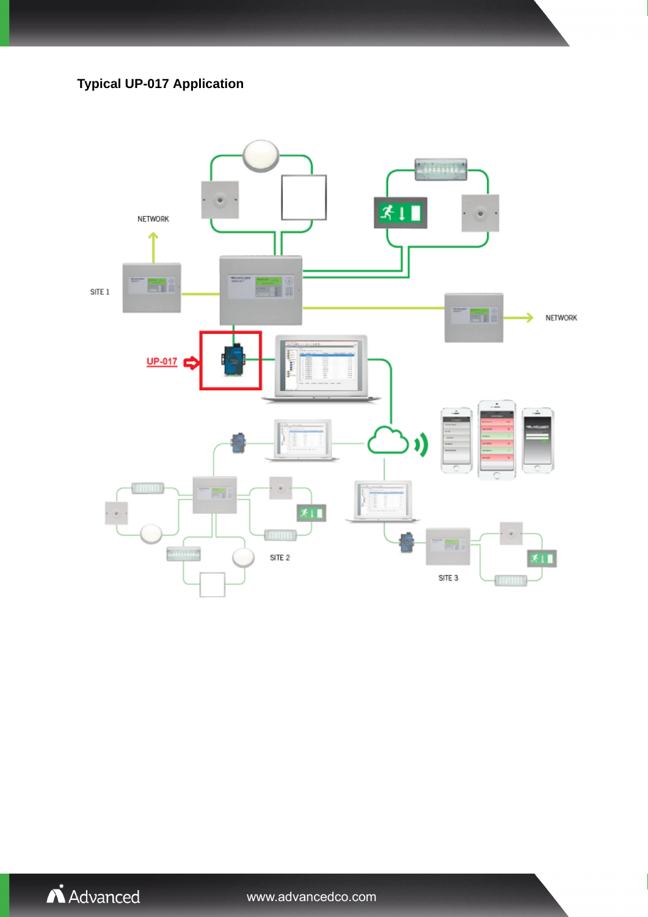## Typical UP-017 Application

NETWORK

SITE 1

NETWORK

UP-017

SITE 2

SITE 3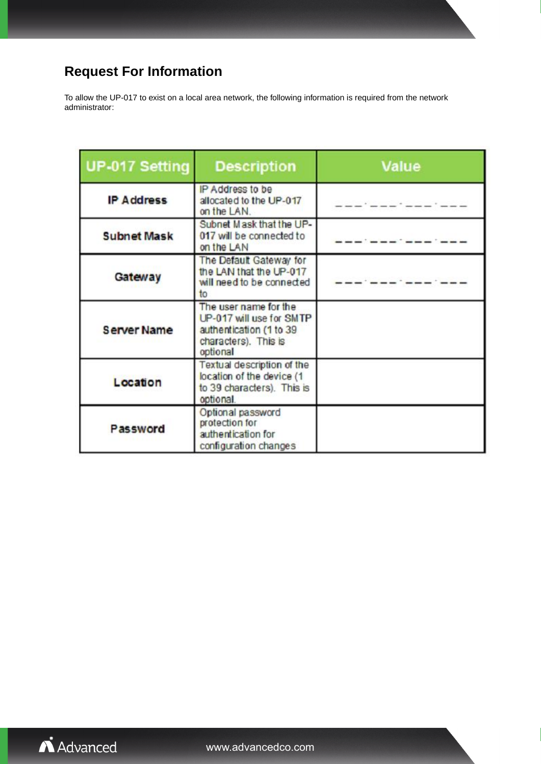## Request For Information

To allow the UP-017 to exist on a local area network, the following information is required from the network administrator:

| UP-017 Setting | Description | Value |
|---|---|---|
| **IP Address** | IP Address to be allocated to the UP-017 on the LAN. | ___.___.___.___ |
| **Subnet Mask** | Subnet Mask that the UP-017 will be connected to on the LAN | ___.___.___.___ |
| **Gateway** | The Default Gateway for the LAN that the UP-017 will need to be connected to | ___.___.___.___ |
| **Server Name** | The user name for the UP-017 will use for SMTP authentication (1 to 39 characters). This is optional | |
| **Location** | Textual description of the location of the device (1 to 39 characters). This is optional. | |
| **Password** | Optional password protection for authentication for configuration changes | |